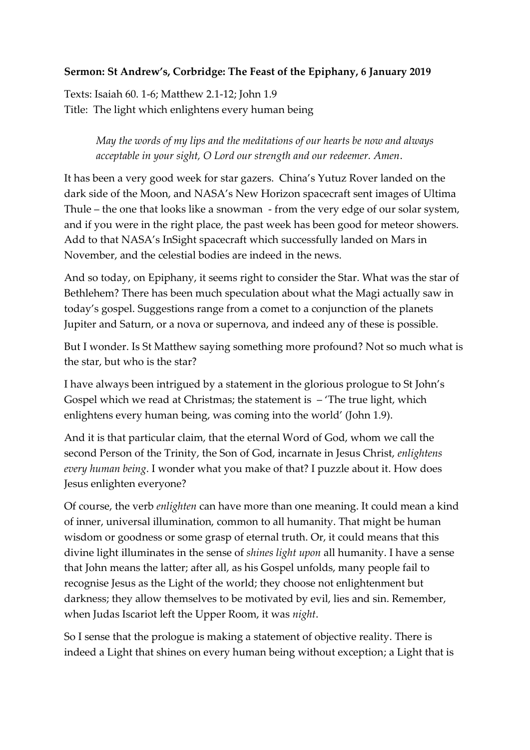**Sermon: St Andrew's, Corbridge: The Feast of the Epiphany, 6 January 2019**

Texts: Isaiah 60. 1-6; Matthew 2.1-12; John 1.9
Title: The light which enlightens every human being

> *May the words of my lips and the meditations of our hearts be now and always acceptable in your sight, O Lord our strength and our redeemer. Amen*.

It has been a very good week for star gazers. China's Yutuz Rover landed on the dark side of the Moon, and NASA's New Horizon spacecraft sent images of Ultima Thule – the one that looks like a snowman - from the very edge of our solar system, and if you were in the right place, the past week has been good for meteor showers. Add to that NASA's InSight spacecraft which successfully landed on Mars in November, and the celestial bodies are indeed in the news.

And so today, on Epiphany, it seems right to consider the Star. What was the star of Bethlehem? There has been much speculation about what the Magi actually saw in today's gospel. Suggestions range from a comet to a conjunction of the planets Jupiter and Saturn, or a nova or supernova, and indeed any of these is possible.

But I wonder. Is St Matthew saying something more profound? Not so much what is the star, but who is the star?

I have always been intrigued by a statement in the glorious prologue to St John's Gospel which we read at Christmas; the statement is – 'The true light, which enlightens every human being, was coming into the world' (John 1.9).

And it is that particular claim, that the eternal Word of God, whom we call the second Person of the Trinity, the Son of God, incarnate in Jesus Christ, *enlightens every human being*. I wonder what you make of that? I puzzle about it. How does Jesus enlighten everyone?

Of course, the verb *enlighten* can have more than one meaning. It could mean a kind of inner, universal illumination, common to all humanity. That might be human wisdom or goodness or some grasp of eternal truth. Or, it could means that this divine light illuminates in the sense of *shines light upon* all humanity. I have a sense that John means the latter; after all, as his Gospel unfolds, many people fail to recognise Jesus as the Light of the world; they choose not enlightenment but darkness; they allow themselves to be motivated by evil, lies and sin. Remember, when Judas Iscariot left the Upper Room, it was *night*.

So I sense that the prologue is making a statement of objective reality. There is indeed a Light that shines on every human being without exception; a Light that is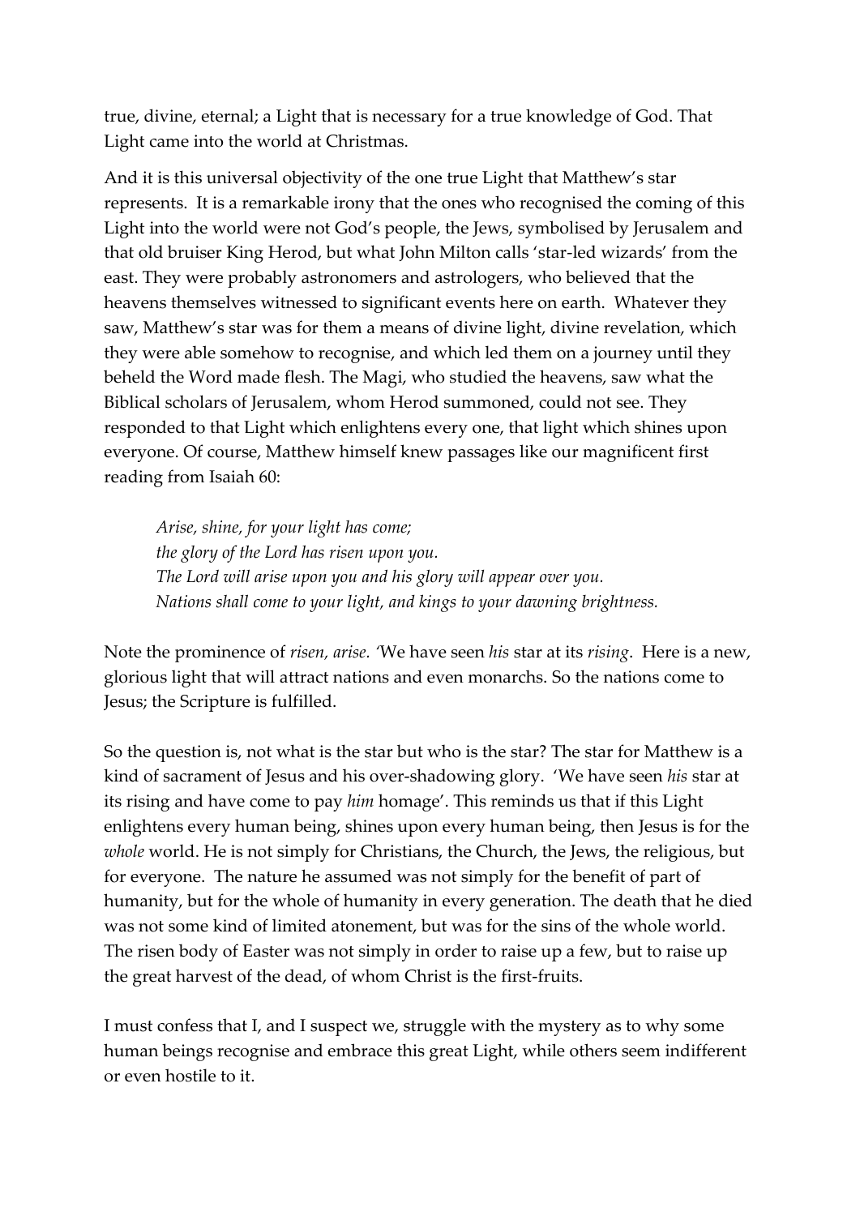true, divine, eternal; a Light that is necessary for a true knowledge of God. That Light came into the world at Christmas.

And it is this universal objectivity of the one true Light that Matthew's star represents. It is a remarkable irony that the ones who recognised the coming of this Light into the world were not God's people, the Jews, symbolised by Jerusalem and that old bruiser King Herod, but what John Milton calls 'star-led wizards' from the east. They were probably astronomers and astrologers, who believed that the heavens themselves witnessed to significant events here on earth. Whatever they saw, Matthew's star was for them a means of divine light, divine revelation, which they were able somehow to recognise, and which led them on a journey until they beheld the Word made flesh. The Magi, who studied the heavens, saw what the Biblical scholars of Jerusalem, whom Herod summoned, could not see. They responded to that Light which enlightens every one, that light which shines upon everyone. Of course, Matthew himself knew passages like our magnificent first reading from Isaiah 60:

> *Arise, shine, for your light has come;*
> *the glory of the Lord has risen upon you.*
> *The Lord will arise upon you and his glory will appear over you.*
> *Nations shall come to your light, and kings to your dawning brightness.*

Note the prominence of *risen, arise.* 'We have seen *his* star at its *rising*. Here is a new, glorious light that will attract nations and even monarchs. So the nations come to Jesus; the Scripture is fulfilled.

So the question is, not what is the star but who is the star? The star for Matthew is a kind of sacrament of Jesus and his over-shadowing glory. 'We have seen *his* star at its rising and have come to pay *him* homage'. This reminds us that if this Light enlightens every human being, shines upon every human being, then Jesus is for the *whole* world. He is not simply for Christians, the Church, the Jews, the religious, but for everyone. The nature he assumed was not simply for the benefit of part of humanity, but for the whole of humanity in every generation. The death that he died was not some kind of limited atonement, but was for the sins of the whole world. The risen body of Easter was not simply in order to raise up a few, but to raise up the great harvest of the dead, of whom Christ is the first-fruits.

I must confess that I, and I suspect we, struggle with the mystery as to why some human beings recognise and embrace this great Light, while others seem indifferent or even hostile to it.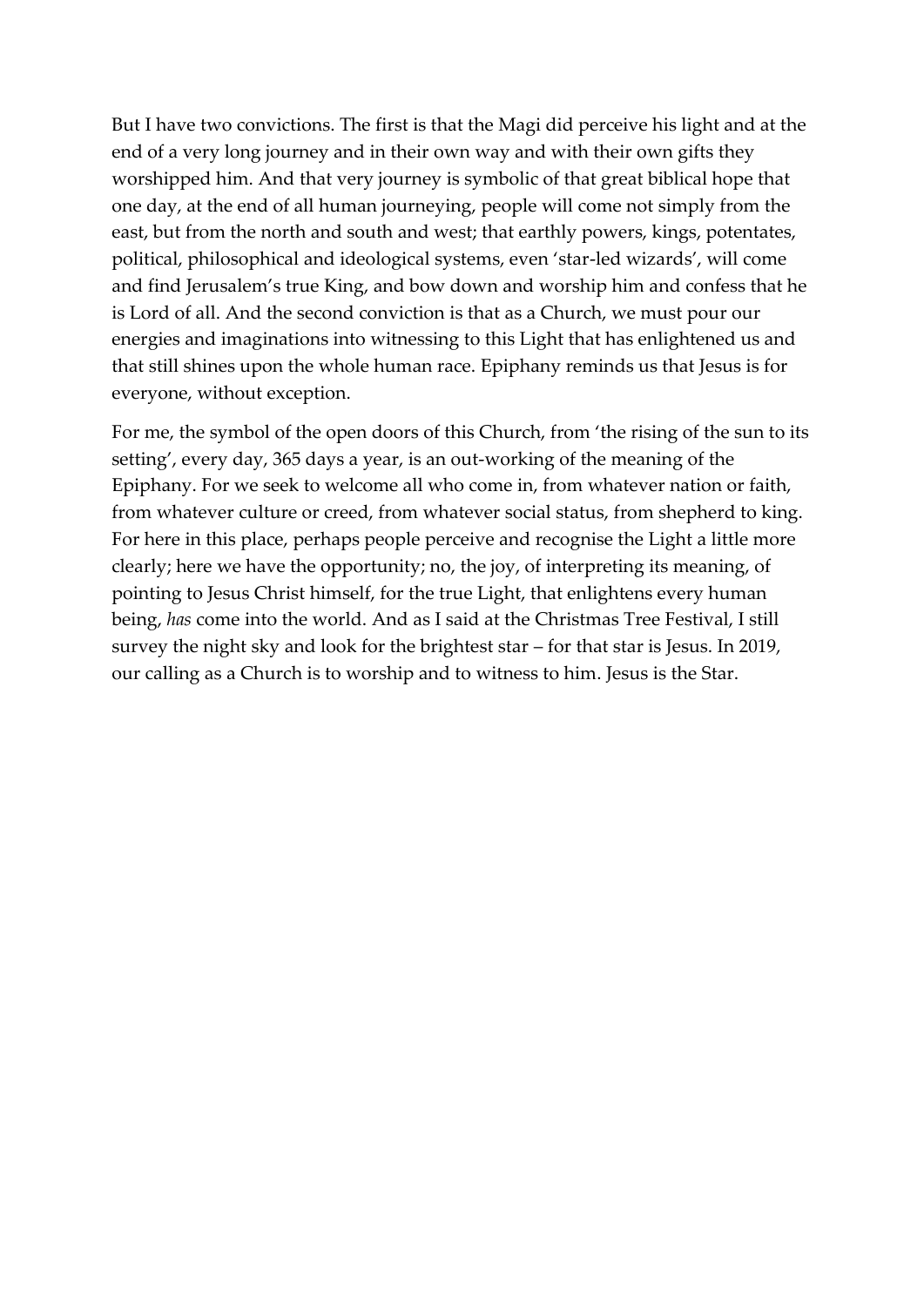But I have two convictions. The first is that the Magi did perceive his light and at the end of a very long journey and in their own way and with their own gifts they worshipped him. And that very journey is symbolic of that great biblical hope that one day, at the end of all human journeying, people will come not simply from the east, but from the north and south and west; that earthly powers, kings, potentates, political, philosophical and ideological systems, even 'star-led wizards', will come and find Jerusalem's true King, and bow down and worship him and confess that he is Lord of all. And the second conviction is that as a Church, we must pour our energies and imaginations into witnessing to this Light that has enlightened us and that still shines upon the whole human race. Epiphany reminds us that Jesus is for everyone, without exception.

For me, the symbol of the open doors of this Church, from 'the rising of the sun to its setting', every day, 365 days a year, is an out-working of the meaning of the Epiphany. For we seek to welcome all who come in, from whatever nation or faith, from whatever culture or creed, from whatever social status, from shepherd to king. For here in this place, perhaps people perceive and recognise the Light a little more clearly; here we have the opportunity; no, the joy, of interpreting its meaning, of pointing to Jesus Christ himself, for the true Light, that enlightens every human being, *has* come into the world. And as I said at the Christmas Tree Festival, I still survey the night sky and look for the brightest star – for that star is Jesus. In 2019, our calling as a Church is to worship and to witness to him. Jesus is the Star.